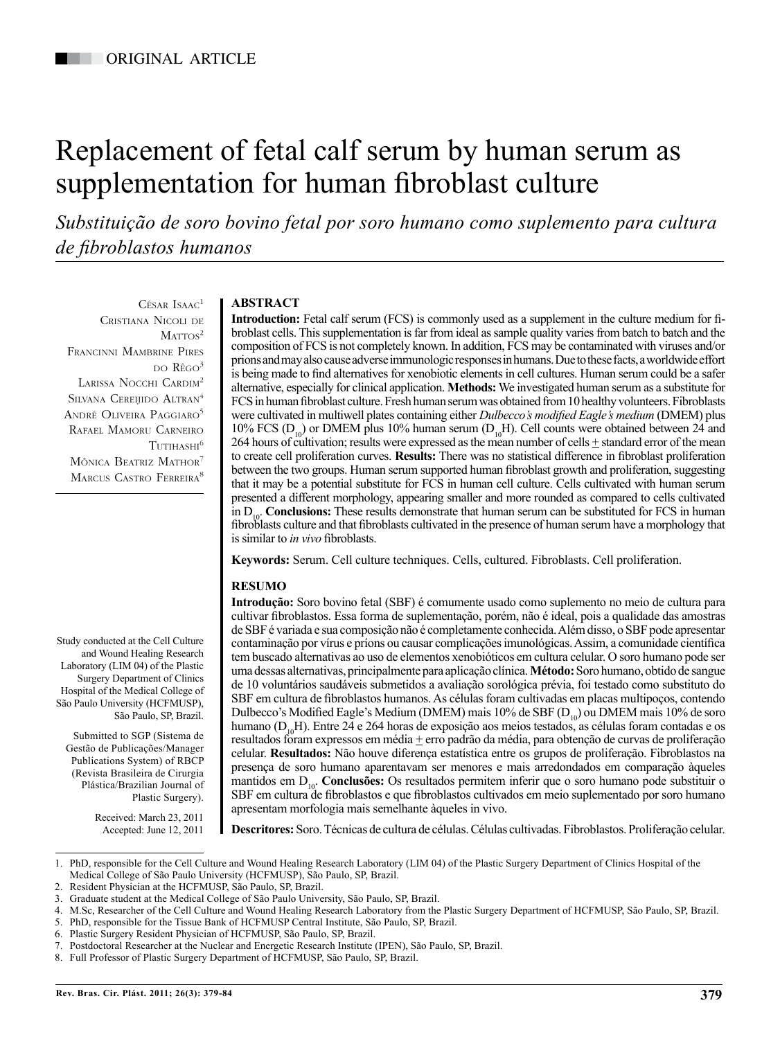ORIGINAL ARTICLE

# Replacement of fetal calf serum by human serum as supplementation for human fibroblast culture

*Substituição de soro bovino fetal por soro humano como suplemento para cultura de fibroblastos humanos*

César Isaac[1]
Cristiana Nicoli de Mattos[2]
Francinni Mambrine Pires do Rêgo[3]
Larissa Nocchi Cardim[2]
Silvana Cereijido Altran[4]
André Oliveira Paggiaro[5]
Rafael Mamoru Carneiro Tutihashi[6]
Mônica Beatriz Mathor[7]
Marcus Castro Ferreira[8]

## ABSTRACT

**Introduction:** Fetal calf serum (FCS) is commonly used as a supplement in the culture medium for fibroblast cells. This supplementation is far from ideal as sample quality varies from batch to batch and the composition of FCS is not completely known. In addition, FCS may be contaminated with viruses and/or prions and may also cause adverse immunologic responses in humans. Due to these facts, a worldwide effort is being made to find alternatives for xenobiotic elements in cell cultures. Human serum could be a safer alternative, especially for clinical application. **Methods:** We investigated human serum as a substitute for FCS in human fibroblast culture. Fresh human serum was obtained from 10 healthy volunteers. Fibroblasts were cultivated in multiwell plates containing either *Dulbecco's modified Eagle's medium* (DMEM) plus 10% FCS ($D_{10}$) or DMEM plus 10% human serum ($D_{10}H$). Cell counts were obtained between 24 and 264 hours of cultivation; results were expressed as the mean number of cells $\pm$ standard error of the mean to create cell proliferation curves. **Results:** There was no statistical difference in fibroblast proliferation between the two groups. Human serum supported human fibroblast growth and proliferation, suggesting that it may be a potential substitute for FCS in human cell culture. Cells cultivated with human serum presented a different morphology, appearing smaller and more rounded as compared to cells cultivated in $D_{10}$. **Conclusions:** These results demonstrate that human serum can be substituted for FCS in human fibroblasts culture and that fibroblasts cultivated in the presence of human serum have a morphology that is similar to *in vivo* fibroblasts.

**Keywords:** Serum. Cell culture techniques. Cells, cultured. Fibroblasts. Cell proliferation.

## RESUMO

**Introdução:** Soro bovino fetal (SBF) é comumente usado como suplemento no meio de cultura para cultivar fibroblastos. Essa forma de suplementação, porém, não é ideal, pois a qualidade das amostras de SBF é variada e sua composição não é completamente conhecida. Além disso, o SBF pode apresentar contaminação por vírus e príons ou causar complicações imunológicas. Assim, a comunidade científica tem buscado alternativas ao uso de elementos xenobióticos em cultura celular. O soro humano pode ser uma dessas alternativas, principalmente para aplicação clínica. **Método:** Soro humano, obtido de sangue de 10 voluntários saudáveis submetidos a avaliação sorológica prévia, foi testado como substituto do SBF em cultura de fibroblastos humanos. As células foram cultivadas em placas multipoços, contendo Dulbecco's Modified Eagle's Medium (DMEM) mais 10% de SBF ($D_{10}$) ou DMEM mais 10% de soro humano ($D_{10}H$). Entre 24 e 264 horas de exposição aos meios testados, as células foram contadas e os resultados foram expressos em média $\pm$ erro padrão da média, para obtenção de curvas de proliferação celular. **Resultados:** Não houve diferença estatística entre os grupos de proliferação. Fibroblastos na presença de soro humano aparentavam ser menores e mais arredondados em comparação àqueles mantidos em $D_{10}$. **Conclusões:** Os resultados permitem inferir que o soro humano pode substituir o SBF em cultura de fibroblastos e que fibroblastos cultivados em meio suplementado por soro humano apresentam morfologia mais semelhante àqueles in vivo.

**Descritores:** Soro. Técnicas de cultura de células. Células cultivadas. Fibroblastos. Proliferação celular.

Study conducted at the Cell Culture and Wound Healing Research Laboratory (LIM 04) of the Plastic Surgery Department of Clinics Hospital of the Medical College of São Paulo University (HCFMUSP), São Paulo, SP, Brazil.

Submitted to SGP (Sistema de Gestão de Publicações/Manager Publications System) of RBCP (Revista Brasileira de Cirurgia Plástica/Brazilian Journal of Plastic Surgery).

Received: March 23, 2011
Accepted: June 12, 2011

1. PhD, responsible for the Cell Culture and Wound Healing Research Laboratory (LIM 04) of the Plastic Surgery Department of Clinics Hospital of the Medical College of São Paulo University (HCFMUSP), São Paulo, SP, Brazil.
2. Resident Physician at the HCFMUSP, São Paulo, SP, Brazil.
3. Graduate student at the Medical College of São Paulo University, São Paulo, SP, Brazil.
4. M.Sc, Researcher of the Cell Culture and Wound Healing Research Laboratory from the Plastic Surgery Department of HCFMUSP, São Paulo, SP, Brazil.
5. PhD, responsible for the Tissue Bank of HCFMUSP Central Institute, São Paulo, SP, Brazil.
6. Plastic Surgery Resident Physician of HCFMUSP, São Paulo, SP, Brazil.
7. Postdoctoral Researcher at the Nuclear and Energetic Research Institute (IPEN), São Paulo, SP, Brazil.
8. Full Professor of Plastic Surgery Department of HCFMUSP, São Paulo, SP, Brazil.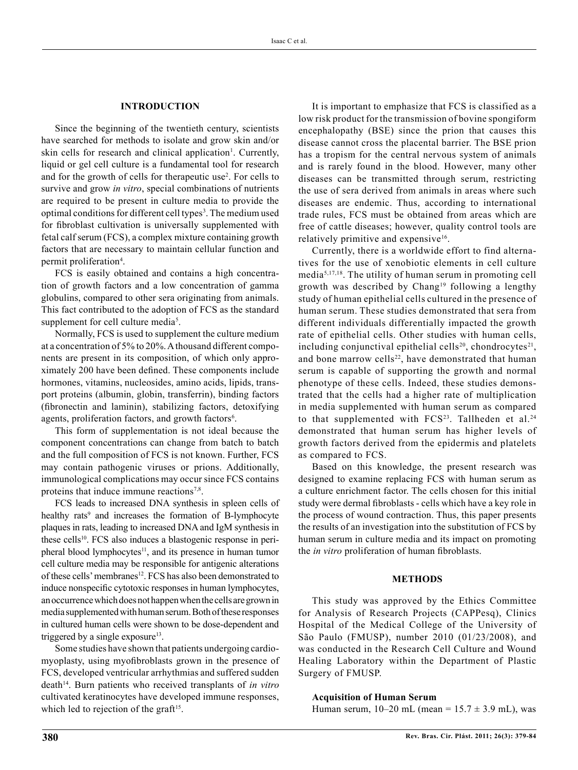## INTRODUCTION

Since the beginning of the twentieth century, scientists have searched for methods to isolate and grow skin and/or skin cells for research and clinical application[1]. Currently, liquid or gel cell culture is a fundamental tool for research and for the growth of cells for therapeutic use[2]. For cells to survive and grow *in vitro*, special combinations of nutrients are required to be present in culture media to provide the optimal conditions for different cell types[3]. The medium used for fibroblast cultivation is universally supplemented with fetal calf serum (FCS), a complex mixture containing growth factors that are necessary to maintain cellular function and permit proliferation[4].

FCS is easily obtained and contains a high concentration of growth factors and a low concentration of gamma globulins, compared to other sera originating from animals. This fact contributed to the adoption of FCS as the standard supplement for cell culture media[5].

Normally, FCS is used to supplement the culture medium at a concentration of 5% to 20%. A thousand different components are present in its composition, of which only approximately 200 have been defined. These components include hormones, vitamins, nucleosides, amino acids, lipids, transport proteins (albumin, globin, transferrin), binding factors (fibronectin and laminin), stabilizing factors, detoxifying agents, proliferation factors, and growth factors[6].

This form of supplementation is not ideal because the component concentrations can change from batch to batch and the full composition of FCS is not known. Further, FCS may contain pathogenic viruses or prions. Additionally, immunological complications may occur since FCS contains proteins that induce immune reactions[7,8].

FCS leads to increased DNA synthesis in spleen cells of healthy rats[9] and increases the formation of B-lymphocyte plaques in rats, leading to increased DNA and IgM synthesis in these cells[10]. FCS also induces a blastogenic response in peripheral blood lymphocytes[11], and its presence in human tumor cell culture media may be responsible for antigenic alterations of these cells' membranes[12]. FCS has also been demonstrated to induce nonspecific cytotoxic responses in human lymphocytes, an occurrence which does not happen when the cells are grown in media supplemented with human serum. Both of these responses in cultured human cells were shown to be dose-dependent and triggered by a single exposure[13].

Some studies have shown that patients undergoing cardiomyoplasty, using myofibroblasts grown in the presence of FCS, developed ventricular arrhythmias and suffered sudden death[14]. Burn patients who received transplants of *in vitro* cultivated keratinocytes have developed immune responses, which led to rejection of the graft[15].

It is important to emphasize that FCS is classified as a low risk product for the transmission of bovine spongiform encephalopathy (BSE) since the prion that causes this disease cannot cross the placental barrier. The BSE prion has a tropism for the central nervous system of animals and is rarely found in the blood. However, many other diseases can be transmitted through serum, restricting the use of sera derived from animals in areas where such diseases are endemic. Thus, according to international trade rules, FCS must be obtained from areas which are free of cattle diseases; however, quality control tools are relatively primitive and expensive[16].

Currently, there is a worldwide effort to find alternatives for the use of xenobiotic elements in cell culture media[5,17,18]. The utility of human serum in promoting cell growth was described by Chang[19] following a lengthy study of human epithelial cells cultured in the presence of human serum. These studies demonstrated that sera from different individuals differentially impacted the growth rate of epithelial cells. Other studies with human cells, including conjunctival epithelial cells[20], chondrocytes[21], and bone marrow cells[22], have demonstrated that human serum is capable of supporting the growth and normal phenotype of these cells. Indeed, these studies demonstrated that the cells had a higher rate of multiplication in media supplemented with human serum as compared to that supplemented with FCS[23]. Tallheden et al.[24] demonstrated that human serum has higher levels of growth factors derived from the epidermis and platelets as compared to FCS.

Based on this knowledge, the present research was designed to examine replacing FCS with human serum as a culture enrichment factor. The cells chosen for this initial study were dermal fibroblasts - cells which have a key role in the process of wound contraction. Thus, this paper presents the results of an investigation into the substitution of FCS by human serum in culture media and its impact on promoting the *in vitro* proliferation of human fibroblasts.

## METHODS

This study was approved by the Ethics Committee for Analysis of Research Projects (CAPPesq), Clinics Hospital of the Medical College of the University of São Paulo (FMUSP), number 2010 (01/23/2008), and was conducted in the Research Cell Culture and Wound Healing Laboratory within the Department of Plastic Surgery of FMUSP.

### Acquisition of Human Serum

Human serum, 10–20 mL (mean = 15.7 ± 3.9 mL), was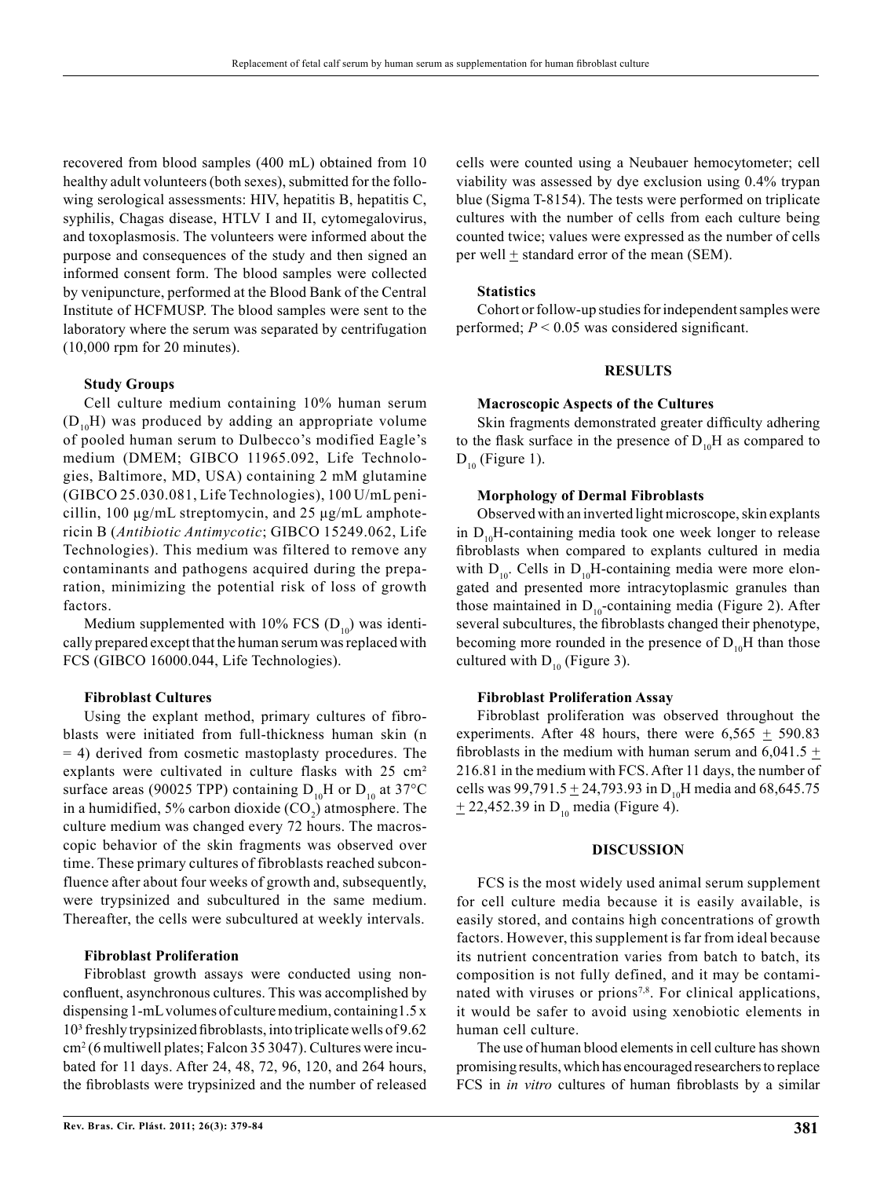recovered from blood samples (400 mL) obtained from 10 healthy adult volunteers (both sexes), submitted for the following serological assessments: HIV, hepatitis B, hepatitis C, syphilis, Chagas disease, HTLV I and II, cytomegalovirus, and toxoplasmosis. The volunteers were informed about the purpose and consequences of the study and then signed an informed consent form. The blood samples were collected by venipuncture, performed at the Blood Bank of the Central Institute of HCFMUSP. The blood samples were sent to the laboratory where the serum was separated by centrifugation (10,000 rpm for 20 minutes).

**Study Groups**

Cell culture medium containing 10% human serum ($D_{10}H$) was produced by adding an appropriate volume of pooled human serum to Dulbecco's modified Eagle's medium (DMEM; GIBCO 11965.092, Life Technologies, Baltimore, MD, USA) containing 2 mM glutamine (GIBCO 25.030.081, Life Technologies), 100 U/mL penicillin, 100 µg/mL streptomycin, and 25 µg/mL amphotericin B (*Antibiotic Antimycotic*; GIBCO 15249.062, Life Technologies). This medium was filtered to remove any contaminants and pathogens acquired during the preparation, minimizing the potential risk of loss of growth factors.

Medium supplemented with 10% FCS ($D_{10}$) was identically prepared except that the human serum was replaced with FCS (GIBCO 16000.044, Life Technologies).

**Fibroblast Cultures**

Using the explant method, primary cultures of fibroblasts were initiated from full-thickness human skin (n = 4) derived from cosmetic mastoplasty procedures. The explants were cultivated in culture flasks with 25 cm² surface areas (90025 TPP) containing $D_{10}H$ or $D_{10}$ at 37°C in a humidified, 5% carbon dioxide ($CO_2$) atmosphere. The culture medium was changed every 72 hours. The macroscopic behavior of the skin fragments was observed over time. These primary cultures of fibroblasts reached subconfluence after about four weeks of growth and, subsequently, were trypsinized and subcultured in the same medium. Thereafter, the cells were subcultured at weekly intervals.

**Fibroblast Proliferation**

Fibroblast growth assays were conducted using nonconfluent, asynchronous cultures. This was accomplished by dispensing 1-mL volumes of culture medium, containing $1.5 \times 10^3$ freshly trypsinized fibroblasts, into triplicate wells of 9.62 cm² (6 multiwell plates; Falcon 35 3047). Cultures were incubated for 11 days. After 24, 48, 72, 96, 120, and 264 hours, the fibroblasts were trypsinized and the number of released cells were counted using a Neubauer hemocytometer; cell viability was assessed by dye exclusion using 0.4% trypan blue (Sigma T-8154). The tests were performed on triplicate cultures with the number of cells from each culture being counted twice; values were expressed as the number of cells per well $\pm$ standard error of the mean (SEM).

**Statistics**

Cohort or follow-up studies for independent samples were performed; $P < 0.05$ was considered significant.

## RESULTS

**Macroscopic Aspects of the Cultures**

Skin fragments demonstrated greater difficulty adhering to the flask surface in the presence of $D_{10}H$ as compared to $D_{10}$ (Figure 1).

**Morphology of Dermal Fibroblasts**

Observed with an inverted light microscope, skin explants in $D_{10}H$-containing media took one week longer to release fibroblasts when compared to explants cultured in media with $D_{10}$. Cells in $D_{10}H$-containing media were more elongated and presented more intracytoplasmic granules than those maintained in $D_{10}$-containing media (Figure 2). After several subcultures, the fibroblasts changed their phenotype, becoming more rounded in the presence of $D_{10}H$ than those cultured with $D_{10}$ (Figure 3).

**Fibroblast Proliferation Assay**

Fibroblast proliferation was observed throughout the experiments. After 48 hours, there were 6,565 $\pm$ 590.83 fibroblasts in the medium with human serum and 6,041.5 $\pm$ 216.81 in the medium with FCS. After 11 days, the number of cells was 99,791.5 $\pm$ 24,793.93 in $D_{10}H$ media and 68,645.75 $\pm$ 22,452.39 in $D_{10}$ media (Figure 4).

## DISCUSSION

FCS is the most widely used animal serum supplement for cell culture media because it is easily available, is easily stored, and contains high concentrations of growth factors. However, this supplement is far from ideal because its nutrient concentration varies from batch to batch, its composition is not fully defined, and it may be contaminated with viruses or prions[7,8]. For clinical applications, it would be safer to avoid using xenobiotic elements in human cell culture.

The use of human blood elements in cell culture has shown promising results, which has encouraged researchers to replace FCS in *in vitro* cultures of human fibroblasts by a similar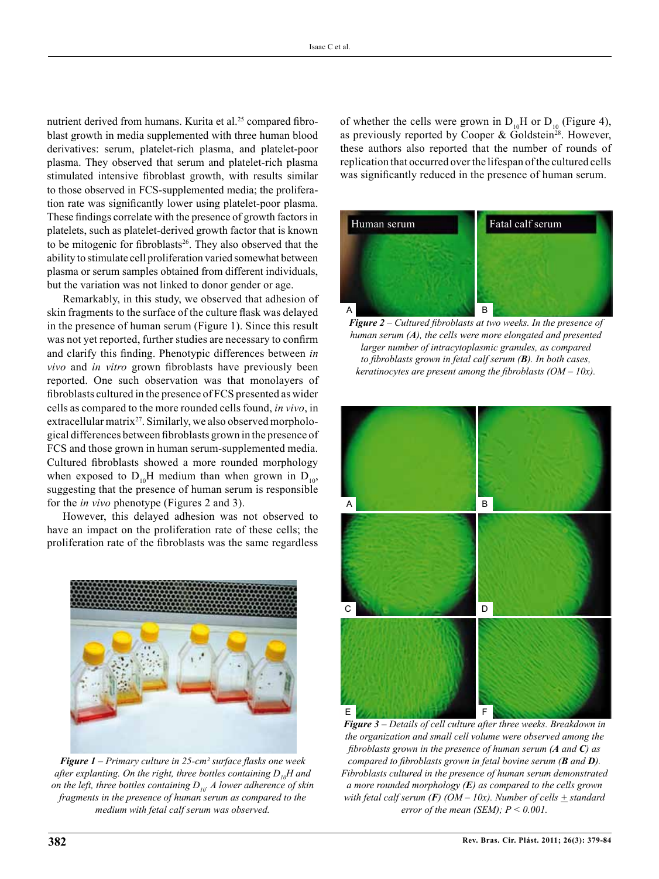nutrient derived from humans. Kurita et al.[25] compared fibroblast growth in media supplemented with three human blood derivatives: serum, platelet-rich plasma, and platelet-poor plasma. They observed that serum and platelet-rich plasma stimulated intensive fibroblast growth, with results similar to those observed in FCS-supplemented media; the proliferation rate was significantly lower using platelet-poor plasma. These findings correlate with the presence of growth factors in platelets, such as platelet-derived growth factor that is known to be mitogenic for fibroblasts[26]. They also observed that the ability to stimulate cell proliferation varied somewhat between plasma or serum samples obtained from different individuals, but the variation was not linked to donor gender or age.

Remarkably, in this study, we observed that adhesion of skin fragments to the surface of the culture flask was delayed in the presence of human serum (Figure 1). Since this result was not yet reported, further studies are necessary to confirm and clarify this finding. Phenotypic differences between *in vivo* and *in vitro* grown fibroblasts have previously been reported. One such observation was that monolayers of fibroblasts cultured in the presence of FCS presented as wider cells as compared to the more rounded cells found, *in vivo*, in extracellular matrix[27]. Similarly, we also observed morphological differences between fibroblasts grown in the presence of FCS and those grown in human serum-supplemented media. Cultured fibroblasts showed a more rounded morphology when exposed to $D_{10}H$ medium than when grown in $D_{10}$, suggesting that the presence of human serum is responsible for the *in vivo* phenotype (Figures 2 and 3).

However, this delayed adhesion was not observed to have an impact on the proliferation rate of these cells; the proliferation rate of the fibroblasts was the same regardless of whether the cells were grown in $D_{10}H$ or $D_{10}$ (Figure 4), as previously reported by Cooper & Goldstein[28]. However, these authors also reported that the number of rounds of replication that occurred over the lifespan of the cultured cells was significantly reduced in the presence of human serum.

***Figure 1*** – *Primary culture in 25-cm² surface flasks one week after explanting. On the right, three bottles containing $D_{10}H$ and on the left, three bottles containing $D_{10}$. A lower adherence of skin fragments in the presence of human serum as compared to the medium with fetal calf serum was observed.*

***Figure 2*** – *Cultured fibroblasts at two weeks. In the presence of human serum (**A**), the cells were more elongated and presented larger number of intracytoplasmic granules, as compared to fibroblasts grown in fetal calf serum (**B**). In both cases, keratinocytes are present among the fibroblasts (OM – 10x).*

***Figure 3*** – *Details of cell culture after three weeks. Breakdown in the organization and small cell volume were observed among the fibroblasts grown in the presence of human serum (**A** and **C**) as compared to fibroblasts grown in fetal bovine serum (**B** and **D**). Fibroblasts cultured in the presence of human serum demonstrated a more rounded morphology (**E**) as compared to the cells grown with fetal calf serum (**F**) (OM – 10x). Number of cells ± standard error of the mean (SEM); $P < 0.001$.*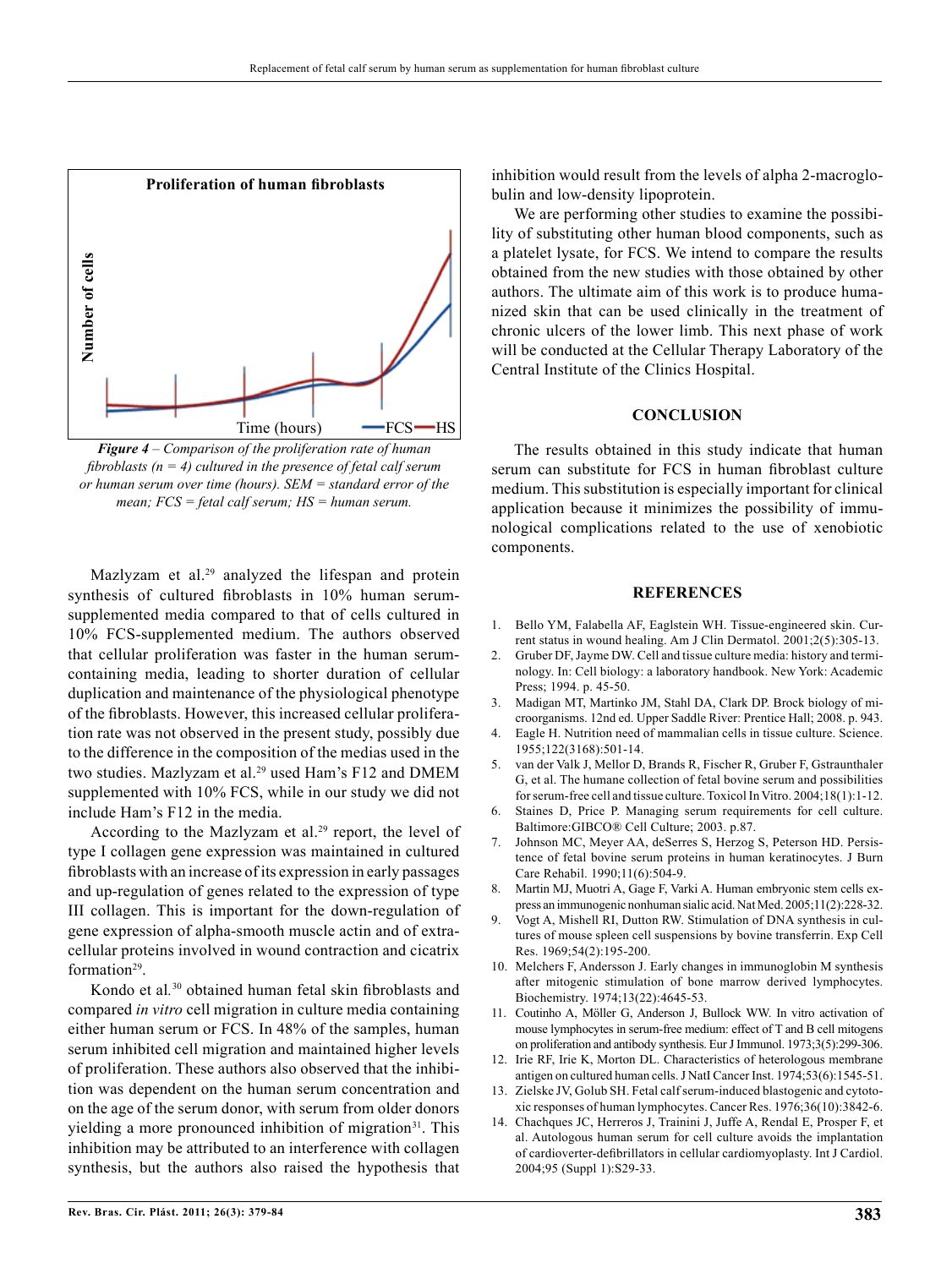Proliferation of human fibroblasts

Number of cells

Time (hours) FCS HS

*Figure 4* – *Comparison of the proliferation rate of human fibroblasts (n = 4) cultured in the presence of fetal calf serum or human serum over time (hours). SEM = standard error of the mean; FCS = fetal calf serum; HS = human serum.*

Mazlyzam et al.[29] analyzed the lifespan and protein synthesis of cultured fibroblasts in 10% human serum-supplemented media compared to that of cells cultured in 10% FCS-supplemented medium. The authors observed that cellular proliferation was faster in the human serum-containing media, leading to shorter duration of cellular duplication and maintenance of the physiological phenotype of the fibroblasts. However, this increased cellular proliferation rate was not observed in the present study, possibly due to the difference in the composition of the medias used in the two studies. Mazlyzam et al.[29] used Ham's F12 and DMEM supplemented with 10% FCS, while in our study we did not include Ham's F12 in the media.

According to the Mazlyzam et al.[29] report, the level of type I collagen gene expression was maintained in cultured fibroblasts with an increase of its expression in early passages and up-regulation of genes related to the expression of type III collagen. This is important for the down-regulation of gene expression of alpha-smooth muscle actin and of extracellular proteins involved in wound contraction and cicatrix formation[29].

Kondo et al.[30] obtained human fetal skin fibroblasts and compared *in vitro* cell migration in culture media containing either human serum or FCS. In 48% of the samples, human serum inhibited cell migration and maintained higher levels of proliferation. These authors also observed that the inhibition was dependent on the human serum concentration and on the age of the serum donor, with serum from older donors yielding a more pronounced inhibition of migration[31]. This inhibition may be attributed to an interference with collagen synthesis, but the authors also raised the hypothesis that inhibition would result from the levels of alpha 2-macroglobulin and low-density lipoprotein.

We are performing other studies to examine the possibility of substituting other human blood components, such as a platelet lysate, for FCS. We intend to compare the results obtained from the new studies with those obtained by other authors. The ultimate aim of this work is to produce humanized skin that can be used clinically in the treatment of chronic ulcers of the lower limb. This next phase of work will be conducted at the Cellular Therapy Laboratory of the Central Institute of the Clinics Hospital.

## CONCLUSION

The results obtained in this study indicate that human serum can substitute for FCS in human fibroblast culture medium. This substitution is especially important for clinical application because it minimizes the possibility of immunological complications related to the use of xenobiotic components.

## REFERENCES

1. Bello YM, Falabella AF, Eaglstein WH. Tissue-engineered skin. Current status in wound healing. Am J Clin Dermatol. 2001;2(5):305-13.
2. Gruber DF, Jayme DW. Cell and tissue culture media: history and terminology. In: Cell biology: a laboratory handbook. New York: Academic Press; 1994. p. 45-50.
3. Madigan MT, Martinko JM, Stahl DA, Clark DP. Brock biology of microorganisms. 12nd ed. Upper Saddle River: Prentice Hall; 2008. p. 943.
4. Eagle H. Nutrition need of mammalian cells in tissue culture. Science. 1955;122(3168):501-14.
5. van der Valk J, Mellor D, Brands R, Fischer R, Gruber F, Gstraunthaler G, et al. The humane collection of fetal bovine serum and possibilities for serum-free cell and tissue culture. Toxicol In Vitro. 2004;18(1):1-12.
6. Staines D, Price P. Managing serum requirements for cell culture. Baltimore:GIBCO® Cell Culture; 2003. p.87.
7. Johnson MC, Meyer AA, deSerres S, Herzog S, Peterson HD. Persistence of fetal bovine serum proteins in human keratinocytes. J Burn Care Rehabil. 1990;11(6):504-9.
8. Martin MJ, Muotri A, Gage F, Varki A. Human embryonic stem cells express an immunogenic nonhuman sialic acid. Nat Med. 2005;11(2):228-32.
9. Vogt A, Mishell RI, Dutton RW. Stimulation of DNA synthesis in cultures of mouse spleen cell suspensions by bovine transferrin. Exp Cell Res. 1969;54(2):195-200.
10. Melchers F, Andersson J. Early changes in immunoglobin M synthesis after mitogenic stimulation of bone marrow derived lymphocytes. Biochemistry. 1974;13(22):4645-53.
11. Coutinho A, Möller G, Anderson J, Bullock WW. In vitro activation of mouse lymphocytes in serum-free medium: effect of T and B cell mitogens on proliferation and antibody synthesis. Eur J Immunol. 1973;3(5):299-306.
12. Irie RF, Irie K, Morton DL. Characteristics of heterologous membrane antigen on cultured human cells. J Natl Cancer Inst. 1974;53(6):1545-51.
13. Zielske JV, Golub SH. Fetal calf serum-induced blastogenic and cytotoxic responses of human lymphocytes. Cancer Res. 1976;36(10):3842-6.
14. Chachques JC, Herreros J, Trainini J, Juffe A, Rendal E, Prosper F, et al. Autologous human serum for cell culture avoids the implantation of cardioverter-defibrillators in cellular cardiomyoplasty. Int J Cardiol. 2004;95 (Suppl 1):S29-33.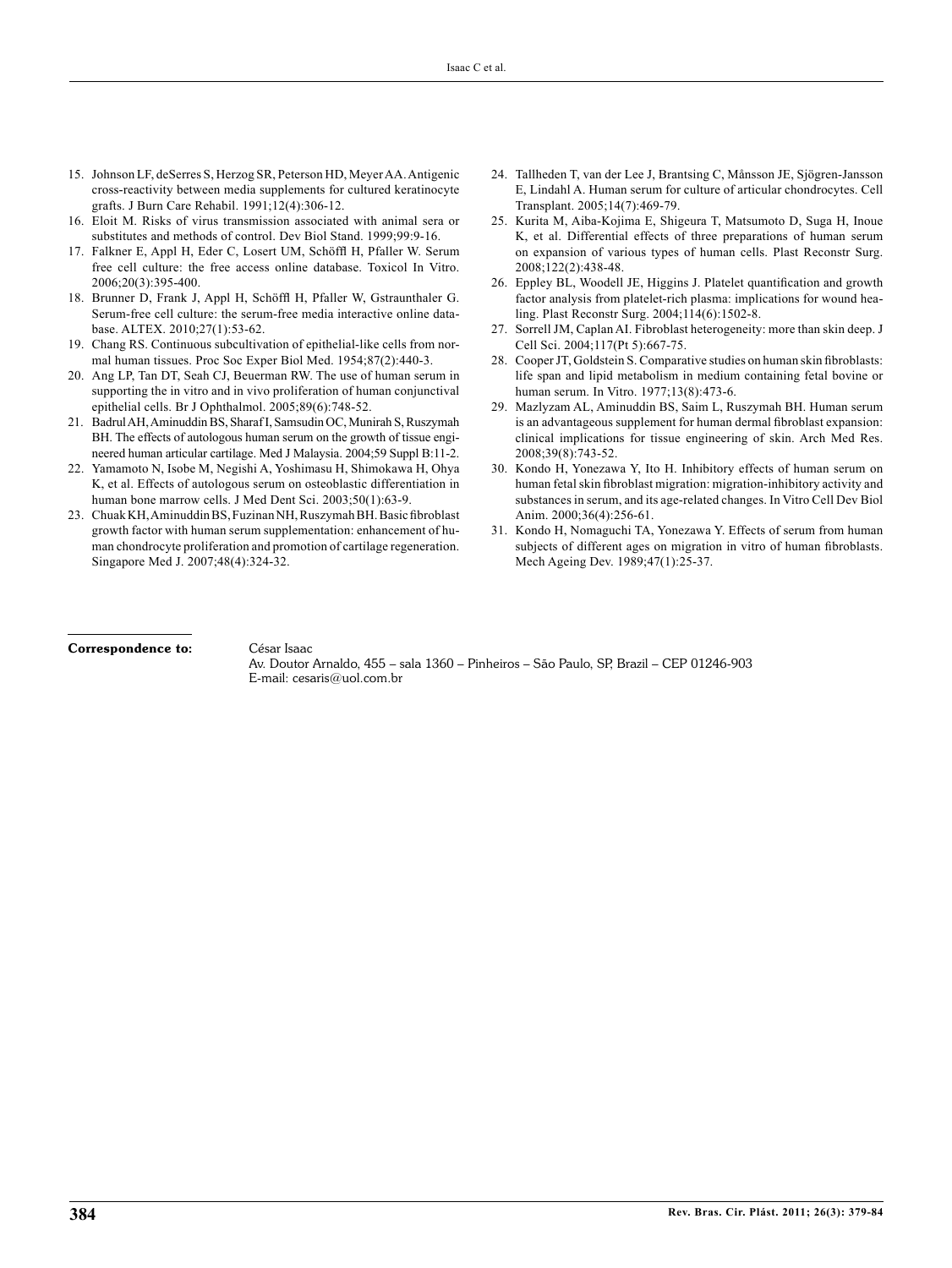15. Johnson LF, deSerres S, Herzog SR, Peterson HD, Meyer AA. Antigenic cross-reactivity between media supplements for cultured keratinocyte grafts. J Burn Care Rehabil. 1991;12(4):306-12.
16. Eloit M. Risks of virus transmission associated with animal sera or substitutes and methods of control. Dev Biol Stand. 1999;99:9-16.
17. Falkner E, Appl H, Eder C, Losert UM, Schöffl H, Pfaller W. Serum free cell culture: the free access online database. Toxicol In Vitro. 2006;20(3):395-400.
18. Brunner D, Frank J, Appl H, Schöffl H, Pfaller W, Gstraunthaler G. Serum-free cell culture: the serum-free media interactive online database. ALTEX. 2010;27(1):53-62.
19. Chang RS. Continuous subcultivation of epithelial-like cells from normal human tissues. Proc Soc Exper Biol Med. 1954;87(2):440-3.
20. Ang LP, Tan DT, Seah CJ, Beuerman RW. The use of human serum in supporting the in vitro and in vivo proliferation of human conjunctival epithelial cells. Br J Ophthalmol. 2005;89(6):748-52.
21. Badrul AH, Aminuddin BS, Sharaf I, Samsudin OC, Munirah S, Ruszymah BH. The effects of autologous human serum on the growth of tissue engineered human articular cartilage. Med J Malaysia. 2004;59 Suppl B:11-2.
22. Yamamoto N, Isobe M, Negishi A, Yoshimasu H, Shimokawa H, Ohya K, et al. Effects of autologous serum on osteoblastic differentiation in human bone marrow cells. J Med Dent Sci. 2003;50(1):63-9.
23. Chuak KH, Aminuddin BS, Fuzinan NH, Ruszymah BH. Basic fibroblast growth factor with human serum supplementation: enhancement of human chondrocyte proliferation and promotion of cartilage regeneration. Singapore Med J. 2007;48(4):324-32.
24. Tallheden T, van der Lee J, Brantsing C, Månsson JE, Sjögren-Jansson E, Lindahl A. Human serum for culture of articular chondrocytes. Cell Transplant. 2005;14(7):469-79.
25. Kurita M, Aiba-Kojima E, Shigeura T, Matsumoto D, Suga H, Inoue K, et al. Differential effects of three preparations of human serum on expansion of various types of human cells. Plast Reconstr Surg. 2008;122(2):438-48.
26. Eppley BL, Woodell JE, Higgins J. Platelet quantification and growth factor analysis from platelet-rich plasma: implications for wound healing. Plast Reconstr Surg. 2004;114(6):1502-8.
27. Sorrell JM, Caplan AI. Fibroblast heterogeneity: more than skin deep. J Cell Sci. 2004;117(Pt 5):667-75.
28. Cooper JT, Goldstein S. Comparative studies on human skin fibroblasts: life span and lipid metabolism in medium containing fetal bovine or human serum. In Vitro. 1977;13(8):473-6.
29. Mazlyzam AL, Aminuddin BS, Saim L, Ruszymah BH. Human serum is an advantageous supplement for human dermal fibroblast expansion: clinical implications for tissue engineering of skin. Arch Med Res. 2008;39(8):743-52.
30. Kondo H, Yonezawa Y, Ito H. Inhibitory effects of human serum on human fetal skin fibroblast migration: migration-inhibitory activity and substances in serum, and its age-related changes. In Vitro Cell Dev Biol Anim. 2000;36(4):256-61.
31. Kondo H, Nomaguchi TA, Yonezawa Y. Effects of serum from human subjects of different ages on migration in vitro of human fibroblasts. Mech Ageing Dev. 1989;47(1):25-37.

**Correspondence to:** César Isaac
Av. Doutor Arnaldo, 455 – sala 1360 – Pinheiros – São Paulo, SP, Brazil – CEP 01246-903
E-mail: cesaris@uol.com.br